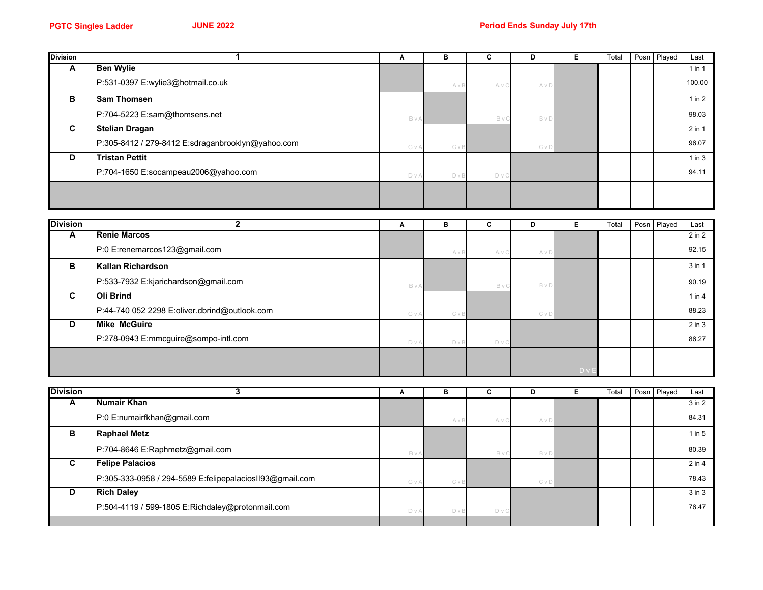**PGTC Singles Ladder** **JUNE 2022** **Period Ends Sunday July 17th**

| Division | 1 | A | B | C | D | E | Total | Posn | Played | Last |
|---|---|---|---|---|---|---|---|---|---|---|
| **A** | **Ben Wylie** | | | | | | | | | 1 in 1 |
| | P:531-0397 E:wylie3@hotmail.co.uk | | A v B | A v C | A v D | | | | | 100.00 |
| **B** | **Sam Thomsen** | | | | | | | | | 1 in 2 |
| | P:704-5223 E:sam@thomsens.net | B v A | | B v C | B v D | | | | | 98.03 |
| **C** | **Stelian Dragan** | | | | | | | | | 2 in 1 |
| | P:305-8412 / 279-8412 E:sdraganbrooklyn@yahoo.com | C v A | C v B | | C v D | | | | | 96.07 |
| **D** | **Tristan Pettit** | | | | | | | | | 1 in 3 |
| | P:704-1650 E:socampeau2006@yahoo.com | D v A | D v B | D v C | | | | | | 94.11 |
| | | | | | | | | | | |

| Division | 2 | A | B | C | D | E | Total | Posn | Played | Last |
|---|---|---|---|---|---|---|---|---|---|---|
| **A** | **Renie Marcos** | | | | | | | | | 2 in 2 |
| | P:0 E:renemarcos123@gmail.com | | A v B | A v C | A v D | | | | | 92.15 |
| **B** | **Kallan Richardson** | | | | | | | | | 3 in 1 |
| | P:533-7932 E:kjarichardson@gmail.com | B v A | | B v C | B v D | | | | | 90.19 |
| **C** | **Oli Brind** | | | | | | | | | 1 in 4 |
| | P:44-740 052 2298 E:oliver.dbrind@outlook.com | C v A | C v B | | C v D | | | | | 88.23 |
| **D** | **Mike McGuire** | | | | | | | | | 2 in 3 |
| | P:278-0943 E:mmcguire@sompo-intl.com | D v A | D v B | D v C | | | | | | 86.27 |
| | | | | | | D v E | | | | |

| Division | 3 | A | B | C | D | E | Total | Posn | Played | Last |
|---|---|---|---|---|---|---|---|---|---|---|
| **A** | **Numair Khan** | | | | | | | | | 3 in 2 |
| | P:0 E:numairfkhan@gmail.com | | A v B | A v C | A v D | | | | | 84.31 |
| **B** | **Raphael Metz** | | | | | | | | | 1 in 5 |
| | P:704-8646 E:Raphmetz@gmail.com | B v A | | B v C | B v D | | | | | 80.39 |
| **C** | **Felipe Palacios** | | | | | | | | | 2 in 4 |
| | P:305-333-0958 / 294-5589 E:felipepalaciosII93@gmail.com | C v A | C v B | | C v D | | | | | 78.43 |
| **D** | **Rich Daley** | | | | | | | | | 3 in 3 |
| | P:504-4119 / 599-1805 E:Richdaley@protonmail.com | D v A | D v B | D v C | | | | | | 76.47 |
| | | | | | | | | | | |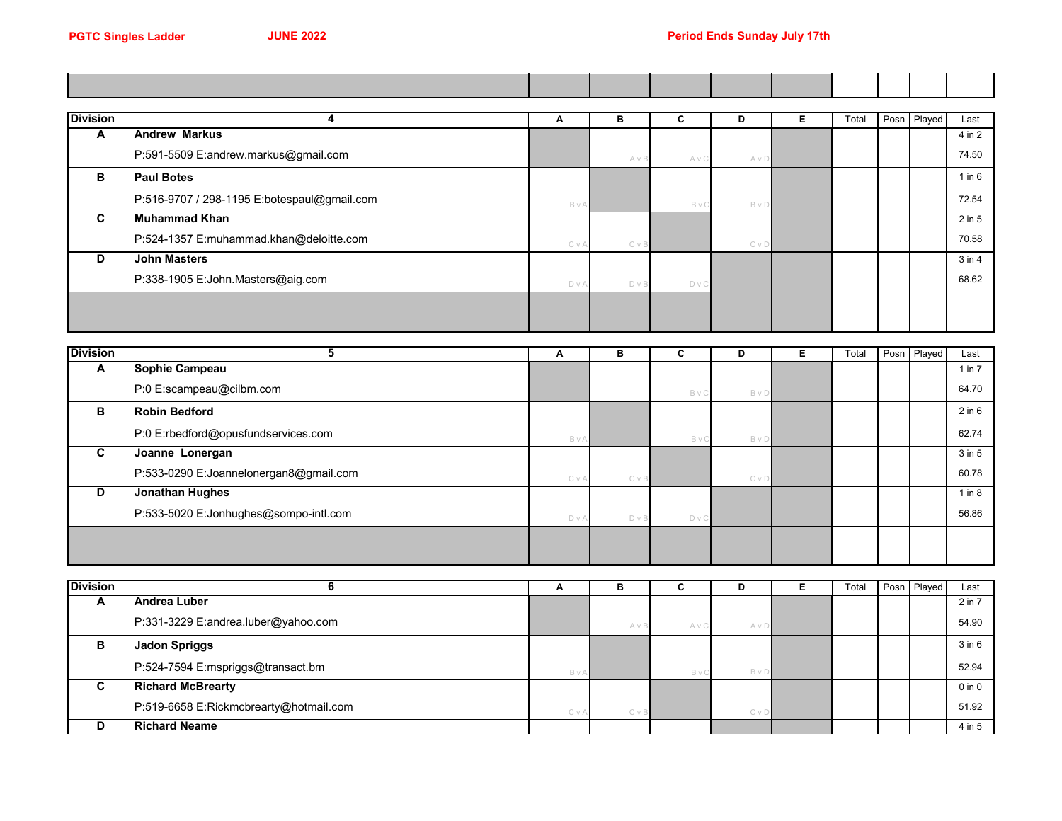PGTC Singles Ladder JUNE 2022 Period Ends Sunday July 17th

| Division | 4 | A | B | C | D | E | Total | Posn | Played | Last |
|---|---|---|---|---|---|---|---|---|---|---|
| A | **Andrew Markus** | | | | | | | | | 4 in 2 |
| | P:591-5509 E:andrew.markus@gmail.com | | A v B | A v C | A v D | | | | | 74.50 |
| B | **Paul Botes** | | | | | | | | | 1 in 6 |
| | P:516-9707 / 298-1195 E:botespaul@gmail.com | B v A | | B v C | B v D | | | | | 72.54 |
| C | **Muhammad Khan** | | | | | | | | | 2 in 5 |
| | P:524-1357 E:muhammad.khan@deloitte.com | C v A | C v B | | C v D | | | | | 70.58 |
| D | **John Masters** | | | | | | | | | 3 in 4 |
| | P:338-1905 E:John.Masters@aig.com | D v A | D v B | D v C | | | | | | 68.62 |

| Division | 5 | A | B | C | D | E | Total | Posn | Played | Last |
|---|---|---|---|---|---|---|---|---|---|---|
| A | **Sophie Campeau** | | | | | | | | | 1 in 7 |
| | P:0 E:scampeau@cilbm.com | | | B v C | B v D | | | | | 64.70 |
| B | **Robin Bedford** | | | | | | | | | 2 in 6 |
| | P:0 E:rbedford@opusfundservices.com | B v A | | B v C | B v D | | | | | 62.74 |
| C | **Joanne Lonergan** | | | | | | | | | 3 in 5 |
| | P:533-0290 E:Joannelonergan8@gmail.com | C v A | C v B | | C v D | | | | | 60.78 |
| D | **Jonathan Hughes** | | | | | | | | | 1 in 8 |
| | P:533-5020 E:Jonhughes@sompo-intl.com | D v A | D v B | D v C | | | | | | 56.86 |

| Division | 6 | A | B | C | D | E | Total | Posn | Played | Last |
|---|---|---|---|---|---|---|---|---|---|---|
| A | **Andrea Luber** | | | | | | | | | 2 in 7 |
| | P:331-3229 E:andrea.luber@yahoo.com | | A v B | A v C | A v D | | | | | 54.90 |
| B | **Jadon Spriggs** | | | | | | | | | 3 in 6 |
| | P:524-7594 E:mspriggs@transact.bm | B v A | | B v C | B v D | | | | | 52.94 |
| C | **Richard McBrearty** | | | | | | | | | 0 in 0 |
| | P:519-6658 E:Rickmcbrearty@hotmail.com | C v A | C v B | | C v D | | | | | 51.92 |
| D | **Richard Neame** | | | | | | | | | 4 in 5 |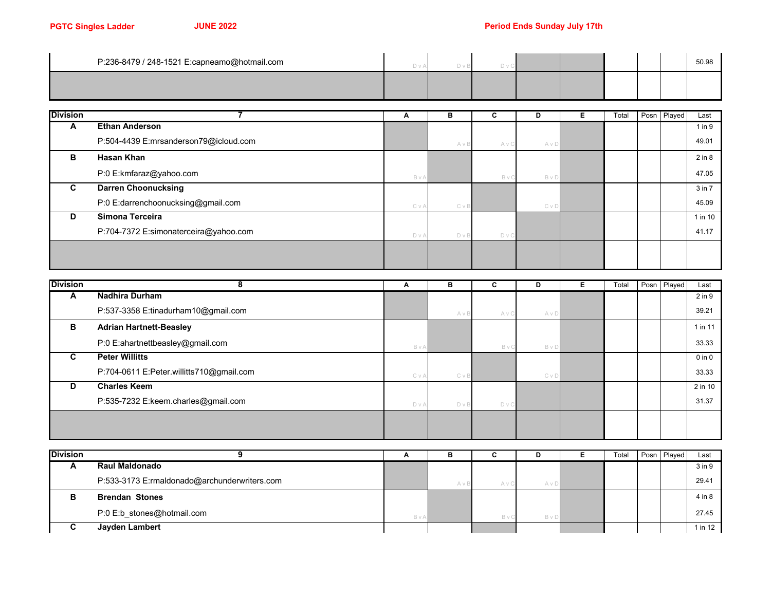PGTC Singles Ladder JUNE 2022 Period Ends Sunday July 17th

| | | A | B | C | D | E | Total | Posn | Played | Last |
|---|---|---|---|---|---|---|---|---|---|---|
| | P:236-8479 / 248-1521 E:capneamo@hotmail.com | D v A | D v B | D v C | | | | | | 50.98 |
| | | | | | | | | | | |

| Division | 7 | A | B | C | D | E | Total | Posn | Played | Last |
|---|---|---|---|---|---|---|---|---|---|---|
| A | **Ethan Anderson** | | | | | | | | | 1 in 9 |
| | P:504-4439 E:mrsanderson79@icloud.com | | A v B | A v C | A v D | | | | | 49.01 |
| B | **Hasan Khan** | | | | | | | | | 2 in 8 |
| | P:0 E:kmfaraz@yahoo.com | B v A | | B v C | B v D | | | | | 47.05 |
| C | **Darren Choonucksing** | | | | | | | | | 3 in 7 |
| | P:0 E:darrenchoonucksing@gmail.com | C v A | C v B | | C v D | | | | | 45.09 |
| D | **Simona Terceira** | | | | | | | | | 1 in 10 |
| | P:704-7372 E:simonaterceira@yahoo.com | D v A | D v B | D v C | | | | | | 41.17 |
| | | | | | | | | | | |

| Division | 8 | A | B | C | D | E | Total | Posn | Played | Last |
|---|---|---|---|---|---|---|---|---|---|---|
| A | **Nadhira Durham** | | | | | | | | | 2 in 9 |
| | P:537-3358 E:tinadurham10@gmail.com | | A v B | A v C | A v D | | | | | 39.21 |
| B | **Adrian Hartnett-Beasley** | | | | | | | | | 1 in 11 |
| | P:0 E:ahartnettbeasley@gmail.com | B v A | | B v C | B v D | | | | | 33.33 |
| C | **Peter Willitts** | | | | | | | | | 0 in 0 |
| | P:704-0611 E:Peter.willitts710@gmail.com | C v A | C v B | | C v D | | | | | 33.33 |
| D | **Charles Keem** | | | | | | | | | 2 in 10 |
| | P:535-7232 E:keem.charles@gmail.com | D v A | D v B | D v C | | | | | | 31.37 |
| | | | | | | | | | | |

| Division | 9 | A | B | C | D | E | Total | Posn | Played | Last |
|---|---|---|---|---|---|---|---|---|---|---|
| A | **Raul Maldonado** | | | | | | | | | 3 in 9 |
| | P:533-3173 E:rmaldonado@archunderwriters.com | | A v B | A v C | A v D | | | | | 29.41 |
| B | **Brendan Stones** | | | | | | | | | 4 in 8 |
| | P:0 E:b_stones@hotmail.com | B v A | | B v C | B v D | | | | | 27.45 |
| C | **Jayden Lambert** | | | | | | | | | 1 in 12 |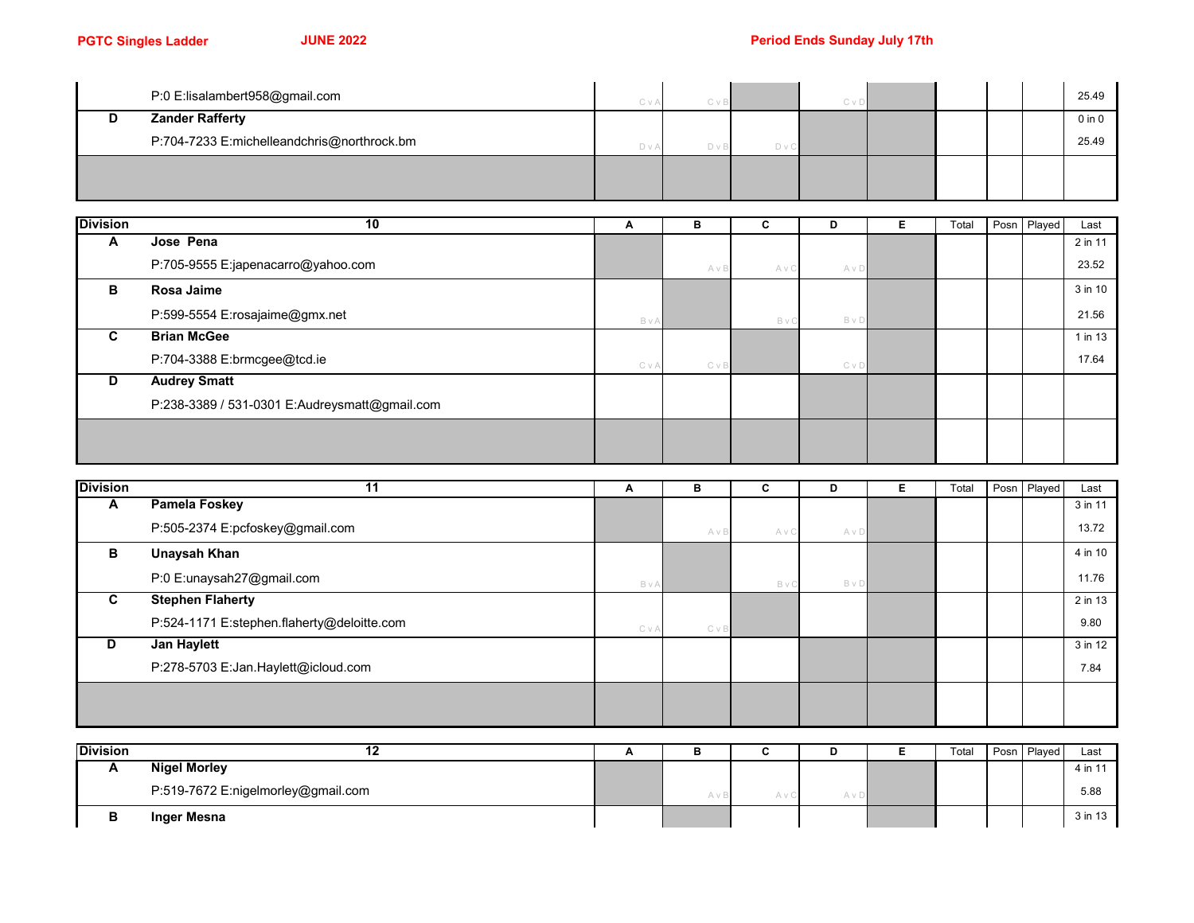**PGTC Singles Ladder** **JUNE 2022** **Period Ends Sunday July 17th**

| | | A | B | C | D | E | Total | Posn | Played | Last |
|---|---|---|---|---|---|---|---|---|---|---|
| | P:0 E:lisalambert958@gmail.com | C v A | C v B | | C v D | | | | | 25.49 |
| D | **Zander Rafferty** | | | | | | | | | 0 in 0 |
| | P:704-7233 E:michelleandchris@northrock.bm | D v A | D v B | D v C | | | | | | 25.49 |
| | | | | | | | | | | |

| Division | 10 | A | B | C | D | E | Total | Posn | Played | Last |
|---|---|---|---|---|---|---|---|---|---|---|
| A | **Jose Pena** | | | | | | | | | 2 in 11 |
| | P:705-9555 E:japenacarro@yahoo.com | | A v B | A v C | A v D | | | | | 23.52 |
| B | **Rosa Jaime** | | | | | | | | | 3 in 10 |
| | P:599-5554 E:rosajaime@gmx.net | B v A | | B v C | B v D | | | | | 21.56 |
| C | **Brian McGee** | | | | | | | | | 1 in 13 |
| | P:704-3388 E:brmcgee@tcd.ie | C v A | C v B | | C v D | | | | | 17.64 |
| D | **Audrey Smatt** | | | | | | | | | |
| | P:238-3389 / 531-0301 E:Audreysmatt@gmail.com | | | | | | | | | |
| | | | | | | | | | | |

| Division | 11 | A | B | C | D | E | Total | Posn | Played | Last |
|---|---|---|---|---|---|---|---|---|---|---|
| A | **Pamela Foskey** | | | | | | | | | 3 in 11 |
| | P:505-2374 E:pcfoskey@gmail.com | | A v B | A v C | A v D | | | | | 13.72 |
| B | **Unaysah Khan** | | | | | | | | | 4 in 10 |
| | P:0 E:unaysah27@gmail.com | B v A | | B v C | B v D | | | | | 11.76 |
| C | **Stephen Flaherty** | | | | | | | | | 2 in 13 |
| | P:524-1171 E:stephen.flaherty@deloitte.com | C v A | C v B | | | | | | | 9.80 |
| D | **Jan Haylett** | | | | | | | | | 3 in 12 |
| | P:278-5703 E:Jan.Haylett@icloud.com | | | | | | | | | 7.84 |
| | | | | | | | | | | |

| Division | 12 | A | B | C | D | E | Total | Posn | Played | Last |
|---|---|---|---|---|---|---|---|---|---|---|
| A | **Nigel Morley** | | | | | | | | | 4 in 11 |
| | P:519-7672 E:nigelmorley@gmail.com | | A v B | A v C | A v D | | | | | 5.88 |
| B | **Inger Mesna** | | | | | | | | | 3 in 13 |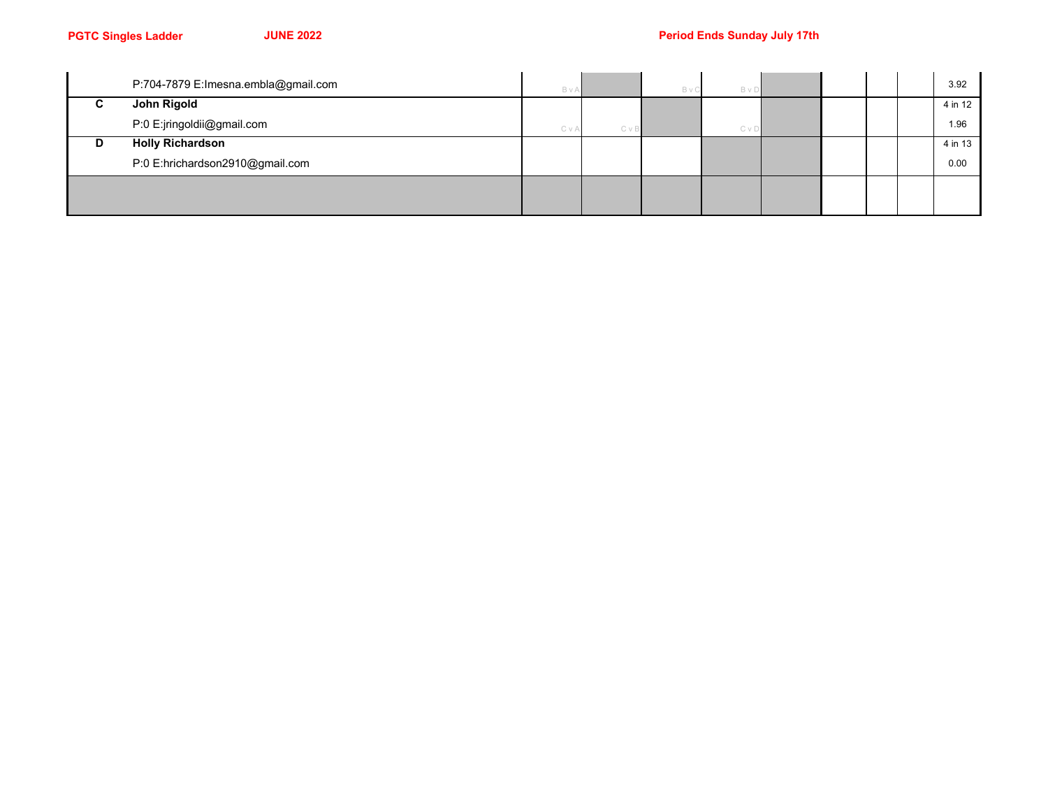PGTC Singles Ladder JUNE 2022 Period Ends Sunday July 17th

| | | | | | | | | | | |
|---|---|---|---|---|---|---|---|---|---|---|
| | P:704-7879 E:Imesna.embla@gmail.com | B v A | | B v C | B v D | | | | | 3.92 |
| C | **John Rigold** | | | | | | | | | 4 in 12 |
| | P:0 E:jringoldii@gmail.com | C v A | C v B | | C v D | | | | | 1.96 |
| D | **Holly Richardson** | | | | | | | | | 4 in 13 |
| | P:0 E:hrichardson2910@gmail.com | | | | | | | | | 0.00 |
| | | | | | | | | | | |